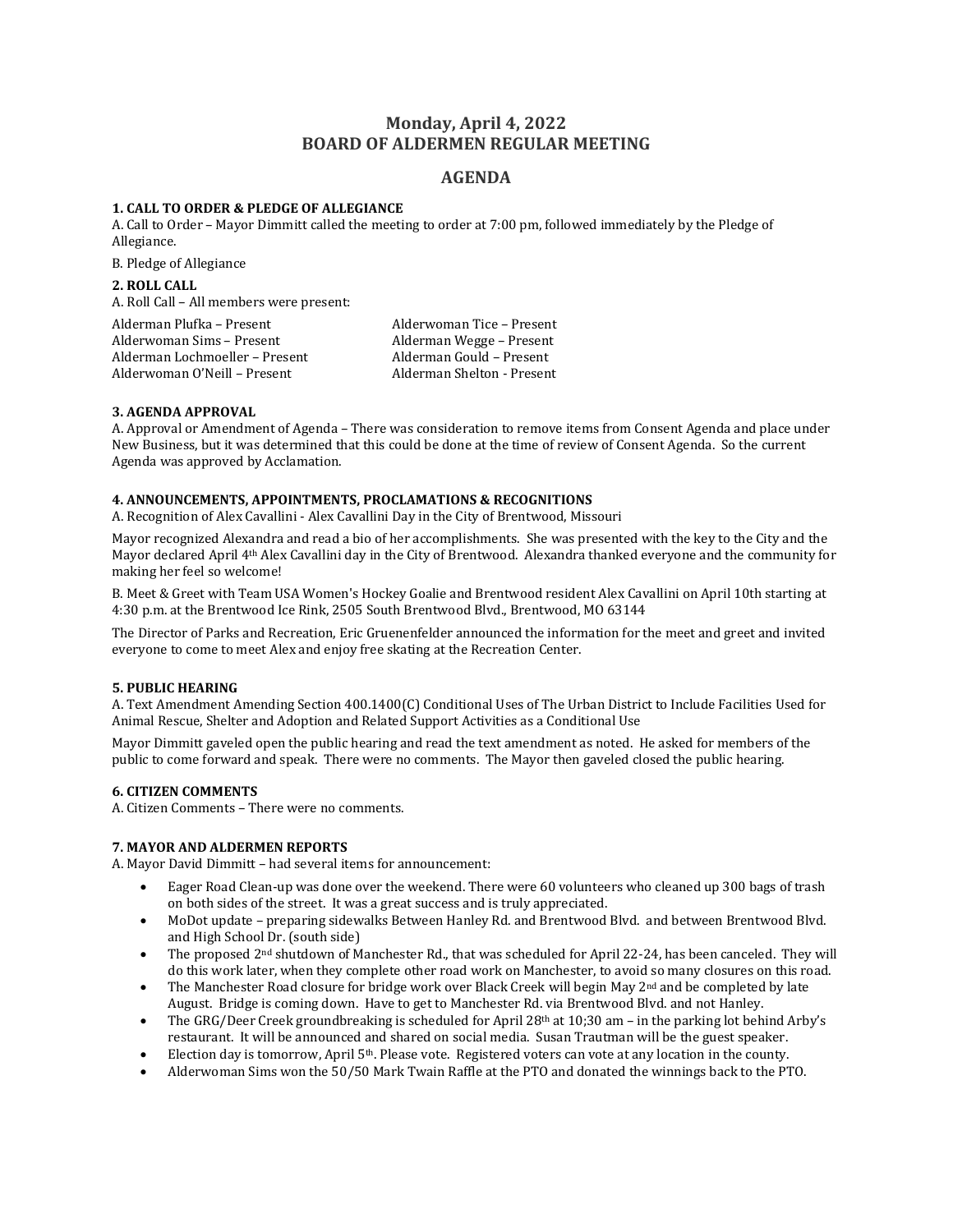# Monday, April 4, 2022
# BOARD OF ALDERMEN REGULAR MEETING

## AGENDA

### 1. CALL TO ORDER & PLEDGE OF ALLEGIANCE

A. Call to Order – Mayor Dimmitt called the meeting to order at 7:00 pm, followed immediately by the Pledge of Allegiance.

B. Pledge of Allegiance

### 2. ROLL CALL

A. Roll Call – All members were present:

Alderman Plufka – Present
Alderwoman Sims – Present
Alderman Lochmoeller – Present
Alderwoman O'Neill – Present
Alderwoman Tice – Present
Alderman Wegge – Present
Alderman Gould – Present
Alderman Shelton - Present

### 3. AGENDA APPROVAL

A. Approval or Amendment of Agenda – There was consideration to remove items from Consent Agenda and place under New Business, but it was determined that this could be done at the time of review of Consent Agenda. So the current Agenda was approved by Acclamation.

### 4. ANNOUNCEMENTS, APPOINTMENTS, PROCLAMATIONS & RECOGNITIONS

A. Recognition of Alex Cavallini - Alex Cavallini Day in the City of Brentwood, Missouri

Mayor recognized Alexandra and read a bio of her accomplishments. She was presented with the key to the City and the Mayor declared April 4th Alex Cavallini day in the City of Brentwood. Alexandra thanked everyone and the community for making her feel so welcome!

B. Meet & Greet with Team USA Women's Hockey Goalie and Brentwood resident Alex Cavallini on April 10th starting at 4:30 p.m. at the Brentwood Ice Rink, 2505 South Brentwood Blvd., Brentwood, MO 63144

The Director of Parks and Recreation, Eric Gruenenfelder announced the information for the meet and greet and invited everyone to come to meet Alex and enjoy free skating at the Recreation Center.

### 5. PUBLIC HEARING

A. Text Amendment Amending Section 400.1400(C) Conditional Uses of The Urban District to Include Facilities Used for Animal Rescue, Shelter and Adoption and Related Support Activities as a Conditional Use

Mayor Dimmitt gaveled open the public hearing and read the text amendment as noted. He asked for members of the public to come forward and speak. There were no comments. The Mayor then gaveled closed the public hearing.

### 6. CITIZEN COMMENTS

A. Citizen Comments – There were no comments.

### 7. MAYOR AND ALDERMEN REPORTS

A. Mayor David Dimmitt – had several items for announcement:

- Eager Road Clean-up was done over the weekend. There were 60 volunteers who cleaned up 300 bags of trash on both sides of the street. It was a great success and is truly appreciated.
- MoDot update – preparing sidewalks Between Hanley Rd. and Brentwood Blvd. and between Brentwood Blvd. and High School Dr. (south side)
- The proposed 2nd shutdown of Manchester Rd., that was scheduled for April 22-24, has been canceled. They will do this work later, when they complete other road work on Manchester, to avoid so many closures on this road.
- The Manchester Road closure for bridge work over Black Creek will begin May 2nd and be completed by late August. Bridge is coming down. Have to get to Manchester Rd. via Brentwood Blvd. and not Hanley.
- The GRG/Deer Creek groundbreaking is scheduled for April 28th at 10;30 am – in the parking lot behind Arby's restaurant. It will be announced and shared on social media. Susan Trautman will be the guest speaker.
- Election day is tomorrow, April 5th. Please vote. Registered voters can vote at any location in the county.
- Alderwoman Sims won the 50/50 Mark Twain Raffle at the PTO and donated the winnings back to the PTO.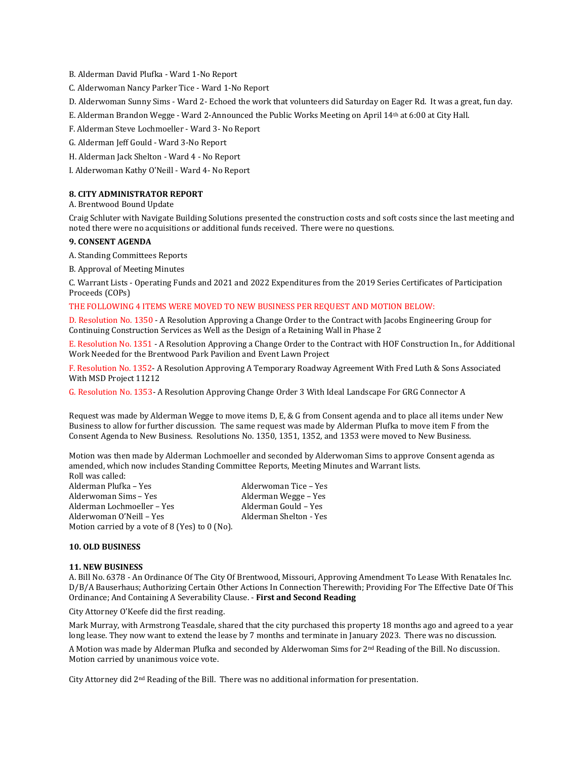B. Alderman David Plufka - Ward 1-No Report

C. Alderwoman Nancy Parker Tice - Ward 1-No Report

D. Alderwoman Sunny Sims - Ward 2- Echoed the work that volunteers did Saturday on Eager Rd. It was a great, fun day.

E. Alderman Brandon Wegge - Ward 2-Announced the Public Works Meeting on April 14th at 6:00 at City Hall.

F. Alderman Steve Lochmoeller - Ward 3- No Report

G. Alderman Jeff Gould - Ward 3-No Report

H. Alderman Jack Shelton - Ward 4 - No Report

I. Alderwoman Kathy O'Neill - Ward 4- No Report

**8. CITY ADMINISTRATOR REPORT**

A. Brentwood Bound Update

Craig Schluter with Navigate Building Solutions presented the construction costs and soft costs since the last meeting and noted there were no acquisitions or additional funds received. There were no questions.

**9. CONSENT AGENDA**

A. Standing Committees Reports

B. Approval of Meeting Minutes

C. Warrant Lists - Operating Funds and 2021 and 2022 Expenditures from the 2019 Series Certificates of Participation Proceeds (COPs)

THE FOLLOWING 4 ITEMS WERE MOVED TO NEW BUSINESS PER REQUEST AND MOTION BELOW:

D. Resolution No. 1350 - A Resolution Approving a Change Order to the Contract with Jacobs Engineering Group for Continuing Construction Services as Well as the Design of a Retaining Wall in Phase 2

E. Resolution No. 1351 - A Resolution Approving a Change Order to the Contract with HOF Construction In., for Additional Work Needed for the Brentwood Park Pavilion and Event Lawn Project

F. Resolution No. 1352- A Resolution Approving A Temporary Roadway Agreement With Fred Luth & Sons Associated With MSD Project 11212

G. Resolution No. 1353- A Resolution Approving Change Order 3 With Ideal Landscape For GRG Connector A

Request was made by Alderman Wegge to move items D, E, & G from Consent agenda and to place all items under New Business to allow for further discussion. The same request was made by Alderman Plufka to move item F from the Consent Agenda to New Business. Resolutions No. 1350, 1351, 1352, and 1353 were moved to New Business.

Motion was then made by Alderman Lochmoeller and seconded by Alderwoman Sims to approve Consent agenda as amended, which now includes Standing Committee Reports, Meeting Minutes and Warrant lists.
Roll was called:

Alderman Plufka – Yes
Alderwoman Tice – Yes
Alderwoman Sims – Yes
Alderman Wegge – Yes
Alderman Lochmoeller – Yes
Alderman Gould – Yes
Alderwoman O'Neill – Yes
Alderman Shelton - Yes

Motion carried by a vote of 8 (Yes) to 0 (No).

**10. OLD BUSINESS**

**11. NEW BUSINESS**

A. Bill No. 6378 - An Ordinance Of The City Of Brentwood, Missouri, Approving Amendment To Lease With Renatales Inc. D/B/A Bauserhaus; Authorizing Certain Other Actions In Connection Therewith; Providing For The Effective Date Of This Ordinance; And Containing A Severability Clause. - **First and Second Reading**

City Attorney O'Keefe did the first reading.

Mark Murray, with Armstrong Teasdale, shared that the city purchased this property 18 months ago and agreed to a year long lease. They now want to extend the lease by 7 months and terminate in January 2023. There was no discussion.

A Motion was made by Alderman Plufka and seconded by Alderwoman Sims for 2nd Reading of the Bill. No discussion. Motion carried by unanimous voice vote.

City Attorney did 2nd Reading of the Bill. There was no additional information for presentation.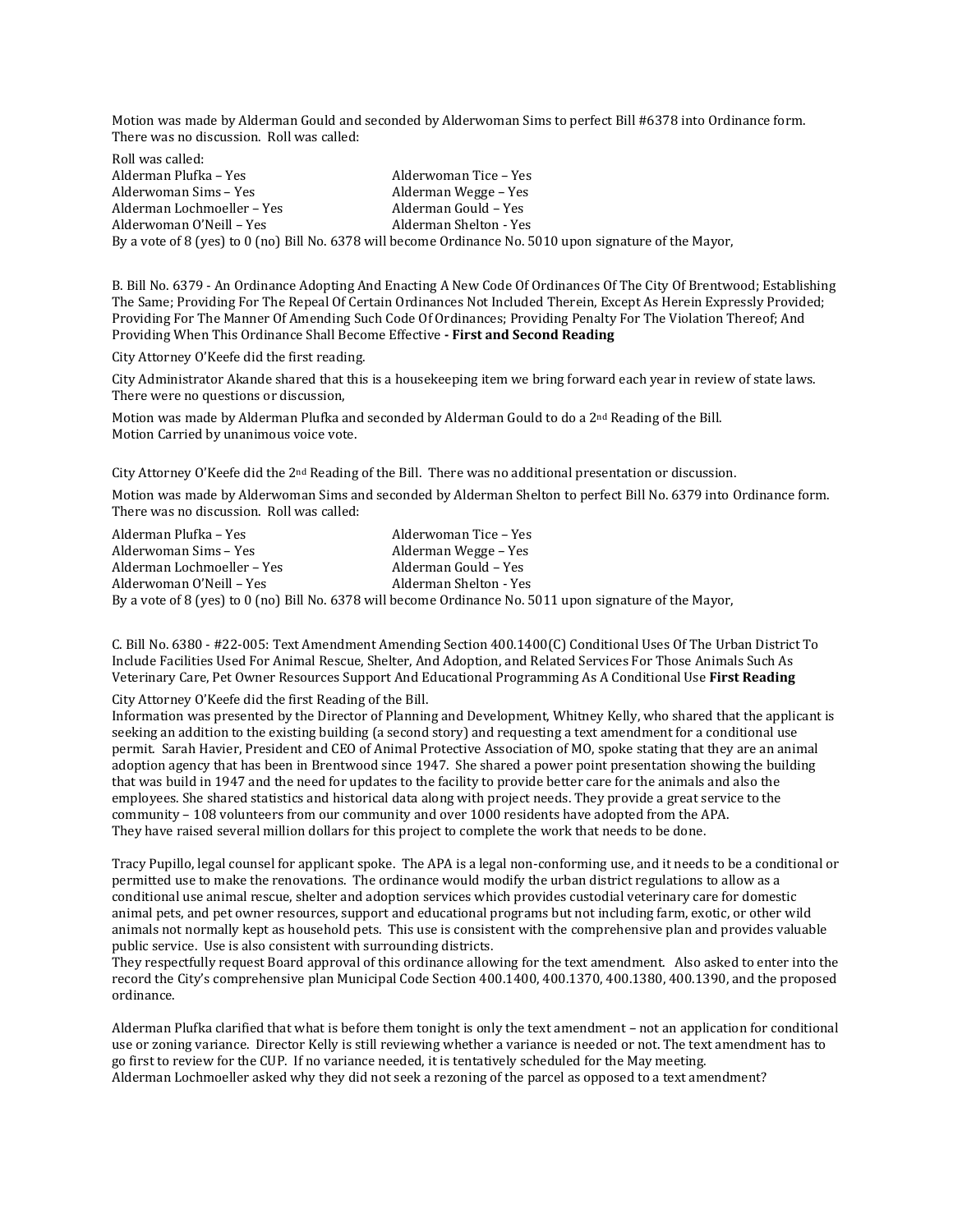Motion was made by Alderman Gould and seconded by Alderwoman Sims to perfect Bill #6378 into Ordinance form. There was no discussion. Roll was called:

Roll was called:

| | |
|---|---|
| Alderman Plufka – Yes | Alderwoman Tice – Yes |
| Alderwoman Sims – Yes | Alderman Wegge – Yes |
| Alderman Lochmoeller – Yes | Alderman Gould – Yes |
| Alderwoman O'Neill – Yes | Alderman Shelton - Yes |

By a vote of 8 (yes) to 0 (no) Bill No. 6378 will become Ordinance No. 5010 upon signature of the Mayor,

B. Bill No. 6379 - An Ordinance Adopting And Enacting A New Code Of Ordinances Of The City Of Brentwood; Establishing The Same; Providing For The Repeal Of Certain Ordinances Not Included Therein, Except As Herein Expressly Provided; Providing For The Manner Of Amending Such Code Of Ordinances; Providing Penalty For The Violation Thereof; And Providing When This Ordinance Shall Become Effective **- First and Second Reading**

City Attorney O'Keefe did the first reading.

City Administrator Akande shared that this is a housekeeping item we bring forward each year in review of state laws. There were no questions or discussion,

Motion was made by Alderman Plufka and seconded by Alderman Gould to do a 2nd Reading of the Bill. Motion Carried by unanimous voice vote.

City Attorney O'Keefe did the 2nd Reading of the Bill. There was no additional presentation or discussion.

Motion was made by Alderwoman Sims and seconded by Alderman Shelton to perfect Bill No. 6379 into Ordinance form. There was no discussion. Roll was called:

| | |
|---|---|
| Alderman Plufka – Yes | Alderwoman Tice – Yes |
| Alderwoman Sims – Yes | Alderman Wegge – Yes |
| Alderman Lochmoeller – Yes | Alderman Gould – Yes |
| Alderwoman O'Neill – Yes | Alderman Shelton - Yes |

By a vote of 8 (yes) to 0 (no) Bill No. 6378 will become Ordinance No. 5011 upon signature of the Mayor,

C. Bill No. 6380 - #22-005: Text Amendment Amending Section 400.1400(C) Conditional Uses Of The Urban District To Include Facilities Used For Animal Rescue, Shelter, And Adoption, and Related Services For Those Animals Such As Veterinary Care, Pet Owner Resources Support And Educational Programming As A Conditional Use **First Reading**

City Attorney O'Keefe did the first Reading of the Bill.

Information was presented by the Director of Planning and Development, Whitney Kelly, who shared that the applicant is seeking an addition to the existing building (a second story) and requesting a text amendment for a conditional use permit. Sarah Havier, President and CEO of Animal Protective Association of MO, spoke stating that they are an animal adoption agency that has been in Brentwood since 1947. She shared a power point presentation showing the building that was build in 1947 and the need for updates to the facility to provide better care for the animals and also the employees. She shared statistics and historical data along with project needs. They provide a great service to the community – 108 volunteers from our community and over 1000 residents have adopted from the APA. They have raised several million dollars for this project to complete the work that needs to be done.

Tracy Pupillo, legal counsel for applicant spoke. The APA is a legal non-conforming use, and it needs to be a conditional or permitted use to make the renovations. The ordinance would modify the urban district regulations to allow as a conditional use animal rescue, shelter and adoption services which provides custodial veterinary care for domestic animal pets, and pet owner resources, support and educational programs but not including farm, exotic, or other wild animals not normally kept as household pets. This use is consistent with the comprehensive plan and provides valuable public service. Use is also consistent with surrounding districts.

They respectfully request Board approval of this ordinance allowing for the text amendment. Also asked to enter into the record the City's comprehensive plan Municipal Code Section 400.1400, 400.1370, 400.1380, 400.1390, and the proposed ordinance.

Alderman Plufka clarified that what is before them tonight is only the text amendment – not an application for conditional use or zoning variance. Director Kelly is still reviewing whether a variance is needed or not. The text amendment has to go first to review for the CUP. If no variance needed, it is tentatively scheduled for the May meeting.

Alderman Lochmoeller asked why they did not seek a rezoning of the parcel as opposed to a text amendment?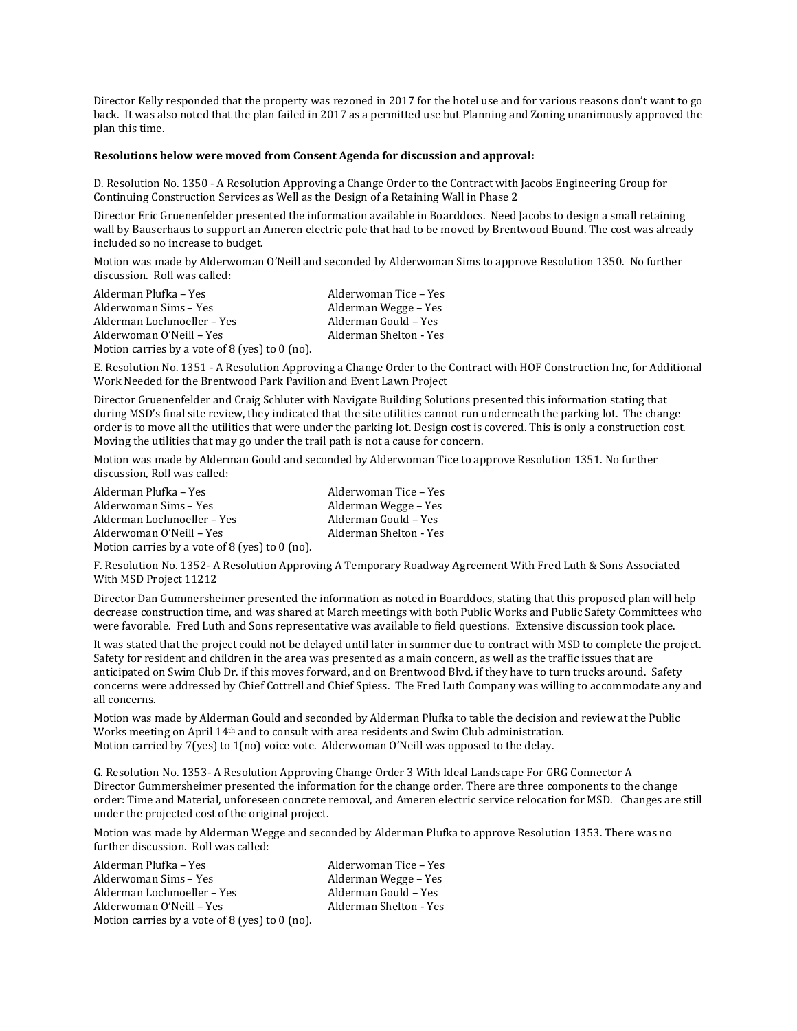Director Kelly responded that the property was rezoned in 2017 for the hotel use and for various reasons don't want to go back. It was also noted that the plan failed in 2017 as a permitted use but Planning and Zoning unanimously approved the plan this time.

**Resolutions below were moved from Consent Agenda for discussion and approval:**

D. Resolution No. 1350 - A Resolution Approving a Change Order to the Contract with Jacobs Engineering Group for Continuing Construction Services as Well as the Design of a Retaining Wall in Phase 2

Director Eric Gruenenfelder presented the information available in Boarddocs. Need Jacobs to design a small retaining wall by Bauserhaus to support an Ameren electric pole that had to be moved by Brentwood Bound. The cost was already included so no increase to budget.

Motion was made by Alderwoman O'Neill and seconded by Alderwoman Sims to approve Resolution 1350. No further discussion. Roll was called:

Alderman Plufka – Yes
Alderwoman Sims – Yes
Alderman Lochmoeller – Yes
Alderwoman O'Neill – Yes
Alderwoman Tice – Yes
Alderman Wegge – Yes
Alderman Gould – Yes
Alderman Shelton - Yes

Motion carries by a vote of 8 (yes) to 0 (no).

E. Resolution No. 1351 - A Resolution Approving a Change Order to the Contract with HOF Construction Inc, for Additional Work Needed for the Brentwood Park Pavilion and Event Lawn Project

Director Gruenenfelder and Craig Schluter with Navigate Building Solutions presented this information stating that during MSD's final site review, they indicated that the site utilities cannot run underneath the parking lot. The change order is to move all the utilities that were under the parking lot. Design cost is covered. This is only a construction cost. Moving the utilities that may go under the trail path is not a cause for concern.

Motion was made by Alderman Gould and seconded by Alderwoman Tice to approve Resolution 1351. No further discussion, Roll was called:

Alderman Plufka – Yes
Alderwoman Sims – Yes
Alderman Lochmoeller – Yes
Alderwoman O'Neill – Yes
Alderwoman Tice – Yes
Alderman Wegge – Yes
Alderman Gould – Yes
Alderman Shelton - Yes

Motion carries by a vote of 8 (yes) to 0 (no).

F. Resolution No. 1352- A Resolution Approving A Temporary Roadway Agreement With Fred Luth & Sons Associated With MSD Project 11212

Director Dan Gummersheimer presented the information as noted in Boarddocs, stating that this proposed plan will help decrease construction time, and was shared at March meetings with both Public Works and Public Safety Committees who were favorable. Fred Luth and Sons representative was available to field questions. Extensive discussion took place.

It was stated that the project could not be delayed until later in summer due to contract with MSD to complete the project. Safety for resident and children in the area was presented as a main concern, as well as the traffic issues that are anticipated on Swim Club Dr. if this moves forward, and on Brentwood Blvd. if they have to turn trucks around. Safety concerns were addressed by Chief Cottrell and Chief Spiess. The Fred Luth Company was willing to accommodate any and all concerns.

Motion was made by Alderman Gould and seconded by Alderman Plufka to table the decision and review at the Public Works meeting on April 14th and to consult with area residents and Swim Club administration.
Motion carried by 7(yes) to 1(no) voice vote. Alderwoman O'Neill was opposed to the delay.

G. Resolution No. 1353- A Resolution Approving Change Order 3 With Ideal Landscape For GRG Connector A
Director Gummersheimer presented the information for the change order. There are three components to the change order: Time and Material, unforeseen concrete removal, and Ameren electric service relocation for MSD. Changes are still under the projected cost of the original project.

Motion was made by Alderman Wegge and seconded by Alderman Plufka to approve Resolution 1353. There was no further discussion. Roll was called:

Alderman Plufka – Yes
Alderwoman Sims – Yes
Alderman Lochmoeller – Yes
Alderwoman O'Neill – Yes
Alderwoman Tice – Yes
Alderman Wegge – Yes
Alderman Gould – Yes
Alderman Shelton - Yes

Motion carries by a vote of 8 (yes) to 0 (no).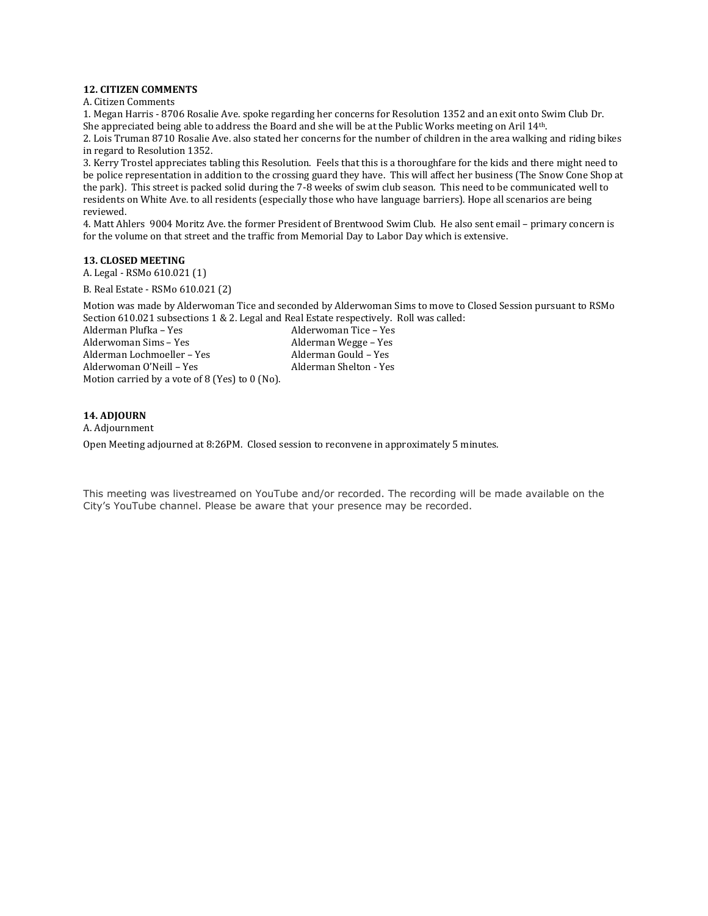**12. CITIZEN COMMENTS**

A. Citizen Comments

1. Megan Harris - 8706 Rosalie Ave. spoke regarding her concerns for Resolution 1352 and an exit onto Swim Club Dr. She appreciated being able to address the Board and she will be at the Public Works meeting on Aril 14th.
2. Lois Truman 8710 Rosalie Ave. also stated her concerns for the number of children in the area walking and riding bikes in regard to Resolution 1352.
3. Kerry Trostel appreciates tabling this Resolution. Feels that this is a thoroughfare for the kids and there might need to be police representation in addition to the crossing guard they have. This will affect her business (The Snow Cone Shop at the park). This street is packed solid during the 7-8 weeks of swim club season. This need to be communicated well to residents on White Ave. to all residents (especially those who have language barriers). Hope all scenarios are being reviewed.
4. Matt Ahlers 9004 Moritz Ave. the former President of Brentwood Swim Club. He also sent email – primary concern is for the volume on that street and the traffic from Memorial Day to Labor Day which is extensive.

**13. CLOSED MEETING**

A. Legal - RSMo 610.021 (1)

B. Real Estate - RSMo 610.021 (2)

Motion was made by Alderwoman Tice and seconded by Alderwoman Sims to move to Closed Session pursuant to RSMo Section 610.021 subsections 1 & 2. Legal and Real Estate respectively. Roll was called:

| | |
|---|---|
| Alderman Plufka – Yes | Alderwoman Tice – Yes |
| Alderwoman Sims – Yes | Alderman Wegge – Yes |
| Alderman Lochmoeller – Yes | Alderman Gould – Yes |
| Alderwoman O'Neill – Yes | Alderman Shelton - Yes |

Motion carried by a vote of 8 (Yes) to 0 (No).

**14. ADJOURN**

A. Adjournment

Open Meeting adjourned at 8:26PM. Closed session to reconvene in approximately 5 minutes.

This meeting was livestreamed on YouTube and/or recorded. The recording will be made available on the City's YouTube channel. Please be aware that your presence may be recorded.